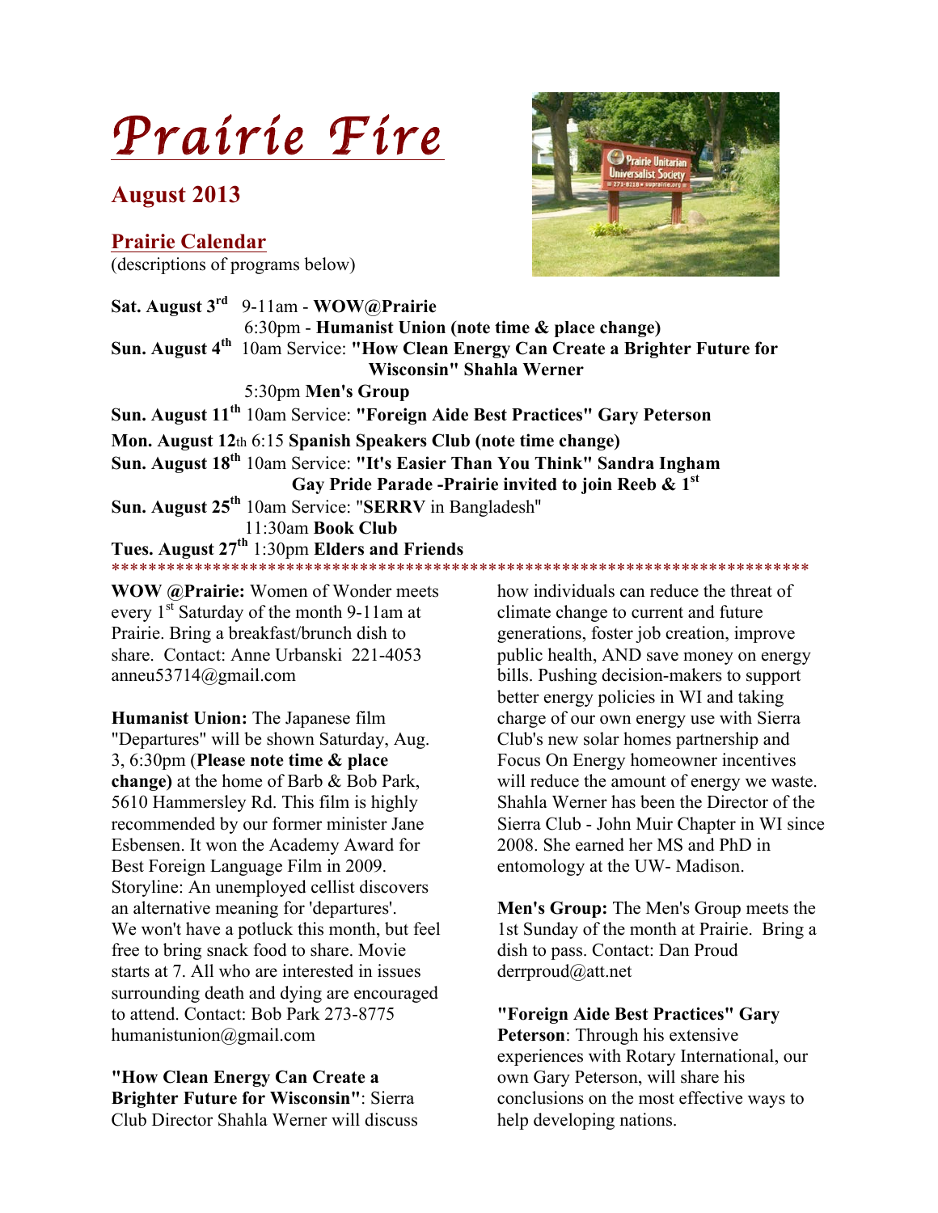# Prairie Fire

## August 2013

### Prairie Calendar

(descriptions of programs below)

**Sat. August 3rd** 9-11am - **WOW@Prairie**
6:30pm - **Humanist Union (note time & place change)**

**Sun. August 4th** 10am Service: **"How Clean Energy Can Create a Brighter Future for Wisconsin" Shahla Werner**
5:30pm **Men's Group**

**Sun. August 11th** 10am Service: **"Foreign Aide Best Practices" Gary Peterson**

**Mon. August 12th** 6:15 **Spanish Speakers Club (note time change)**

**Sun. August 18th** 10am Service: **"It's Easier Than You Think" Sandra Ingham**
**Gay Pride Parade -Prairie invited to join Reeb & 1st**

**Sun. August 25th** 10am Service: "**SERRV** in Bangladesh"
11:30am **Book Club**

**Tues. August 27th** 1:30pm **Elders and Friends**

***************************************************************************

**WOW @Prairie:** Women of Wonder meets every 1st Saturday of the month 9-11am at Prairie. Bring a breakfast/brunch dish to share. Contact: Anne Urbanski 221-4053 anneu53714@gmail.com

**Humanist Union:** The Japanese film "Departures" will be shown Saturday, Aug. 3, 6:30pm (**Please note time & place change)** at the home of Barb & Bob Park, 5610 Hammersley Rd. This film is highly recommended by our former minister Jane Esbensen. It won the Academy Award for Best Foreign Language Film in 2009. Storyline: An unemployed cellist discovers an alternative meaning for 'departures'. We won't have a potluck this month, but feel free to bring snack food to share. Movie starts at 7. All who are interested in issues surrounding death and dying are encouraged to attend. Contact: Bob Park 273-8775 humanistunion@gmail.com

**"How Clean Energy Can Create a Brighter Future for Wisconsin"**: Sierra Club Director Shahla Werner will discuss how individuals can reduce the threat of climate change to current and future generations, foster job creation, improve public health, AND save money on energy bills. Pushing decision-makers to support better energy policies in WI and taking charge of our own energy use with Sierra Club's new solar homes partnership and Focus On Energy homeowner incentives will reduce the amount of energy we waste. Shahla Werner has been the Director of the Sierra Club - John Muir Chapter in WI since 2008. She earned her MS and PhD in entomology at the UW- Madison.

**Men's Group:** The Men's Group meets the 1st Sunday of the month at Prairie. Bring a dish to pass. Contact: Dan Proud derrproud@att.net

**"Foreign Aide Best Practices" Gary Peterson**: Through his extensive experiences with Rotary International, our own Gary Peterson, will share his conclusions on the most effective ways to help developing nations.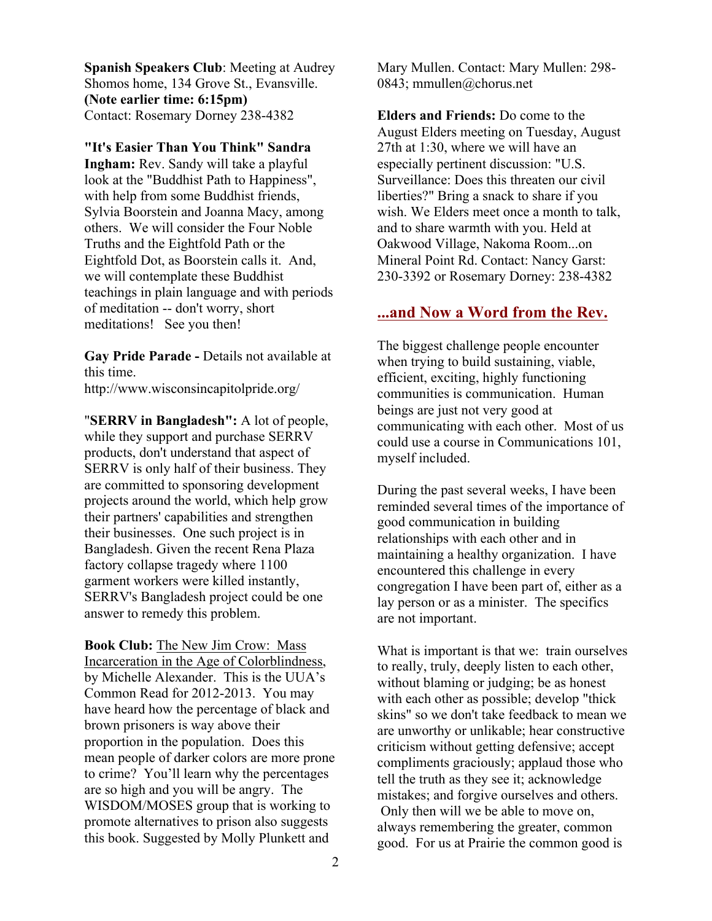**Spanish Speakers Club**: Meeting at Audrey Shomos home, 134 Grove St., Evansville. **(Note earlier time: 6:15pm)** Contact: Rosemary Dorney 238-4382

**"It's Easier Than You Think" Sandra Ingham:** Rev. Sandy will take a playful look at the "Buddhist Path to Happiness", with help from some Buddhist friends, Sylvia Boorstein and Joanna Macy, among others. We will consider the Four Noble Truths and the Eightfold Path or the Eightfold Dot, as Boorstein calls it. And, we will contemplate these Buddhist teachings in plain language and with periods of meditation -- don't worry, short meditations! See you then!

**Gay Pride Parade -** Details not available at this time. http://www.wisconsincapitolpride.org/

"**SERRV in Bangladesh":** A lot of people, while they support and purchase SERRV products, don't understand that aspect of SERRV is only half of their business. They are committed to sponsoring development projects around the world, which help grow their partners' capabilities and strengthen their businesses. One such project is in Bangladesh. Given the recent Rena Plaza factory collapse tragedy where 1100 garment workers were killed instantly, SERRV's Bangladesh project could be one answer to remedy this problem.

**Book Club:** The New Jim Crow: Mass Incarceration in the Age of Colorblindness, by Michelle Alexander. This is the UUA's Common Read for 2012-2013. You may have heard how the percentage of black and brown prisoners is way above their proportion in the population. Does this mean people of darker colors are more prone to crime? You'll learn why the percentages are so high and you will be angry. The WISDOM/MOSES group that is working to promote alternatives to prison also suggests this book. Suggested by Molly Plunkett and Mary Mullen. Contact: Mary Mullen: 298-0843; mmullen@chorus.net

**Elders and Friends:** Do come to the August Elders meeting on Tuesday, August 27th at 1:30, where we will have an especially pertinent discussion: "U.S. Surveillance: Does this threaten our civil liberties?" Bring a snack to share if you wish. We Elders meet once a month to talk, and to share warmth with you. Held at Oakwood Village, Nakoma Room...on Mineral Point Rd. Contact: Nancy Garst: 230-3392 or Rosemary Dorney: 238-4382

## ...and Now a Word from the Rev.

The biggest challenge people encounter when trying to build sustaining, viable, efficient, exciting, highly functioning communities is communication. Human beings are just not very good at communicating with each other. Most of us could use a course in Communications 101, myself included.

During the past several weeks, I have been reminded several times of the importance of good communication in building relationships with each other and in maintaining a healthy organization. I have encountered this challenge in every congregation I have been part of, either as a lay person or as a minister. The specifics are not important.

What is important is that we: train ourselves to really, truly, deeply listen to each other, without blaming or judging; be as honest with each other as possible; develop "thick skins" so we don't take feedback to mean we are unworthy or unlikable; hear constructive criticism without getting defensive; accept compliments graciously; applaud those who tell the truth as they see it; acknowledge mistakes; and forgive ourselves and others. Only then will we be able to move on, always remembering the greater, common good. For us at Prairie the common good is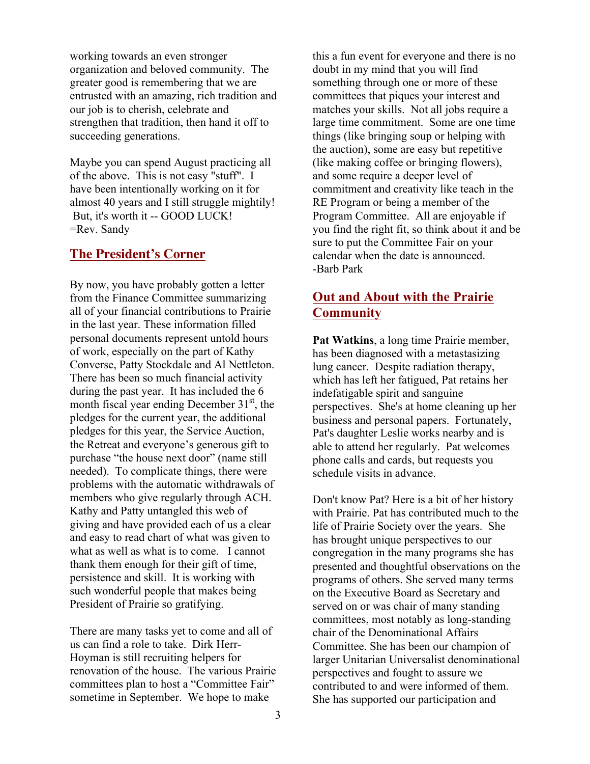working towards an even stronger organization and beloved community. The greater good is remembering that we are entrusted with an amazing, rich tradition and our job is to cherish, celebrate and strengthen that tradition, then hand it off to succeeding generations.

Maybe you can spend August practicing all of the above. This is not easy "stuff". I have been intentionally working on it for almost 40 years and I still struggle mightily! But, it's worth it -- GOOD LUCK!
=Rev. Sandy

## The President's Corner

By now, you have probably gotten a letter from the Finance Committee summarizing all of your financial contributions to Prairie in the last year. These information filled personal documents represent untold hours of work, especially on the part of Kathy Converse, Patty Stockdale and Al Nettleton. There has been so much financial activity during the past year. It has included the 6 month fiscal year ending December 31st, the pledges for the current year, the additional pledges for this year, the Service Auction, the Retreat and everyone's generous gift to purchase "the house next door" (name still needed). To complicate things, there were problems with the automatic withdrawals of members who give regularly through ACH. Kathy and Patty untangled this web of giving and have provided each of us a clear and easy to read chart of what was given to what as well as what is to come. I cannot thank them enough for their gift of time, persistence and skill. It is working with such wonderful people that makes being President of Prairie so gratifying.

There are many tasks yet to come and all of us can find a role to take. Dirk Herr-Hoyman is still recruiting helpers for renovation of the house. The various Prairie committees plan to host a "Committee Fair" sometime in September. We hope to make this a fun event for everyone and there is no doubt in my mind that you will find something through one or more of these committees that piques your interest and matches your skills. Not all jobs require a large time commitment. Some are one time things (like bringing soup or helping with the auction), some are easy but repetitive (like making coffee or bringing flowers), and some require a deeper level of commitment and creativity like teach in the RE Program or being a member of the Program Committee. All are enjoyable if you find the right fit, so think about it and be sure to put the Committee Fair on your calendar when the date is announced.
-Barb Park

## Out and About with the Prairie Community

**Pat Watkins**, a long time Prairie member, has been diagnosed with a metastasizing lung cancer. Despite radiation therapy, which has left her fatigued, Pat retains her indefatigable spirit and sanguine perspectives. She's at home cleaning up her business and personal papers. Fortunately, Pat's daughter Leslie works nearby and is able to attend her regularly. Pat welcomes phone calls and cards, but requests you schedule visits in advance.

Don't know Pat? Here is a bit of her history with Prairie. Pat has contributed much to the life of Prairie Society over the years. She has brought unique perspectives to our congregation in the many programs she has presented and thoughtful observations on the programs of others. She served many terms on the Executive Board as Secretary and served on or was chair of many standing committees, most notably as long-standing chair of the Denominational Affairs Committee. She has been our champion of larger Unitarian Universalist denominational perspectives and fought to assure we contributed to and were informed of them. She has supported our participation and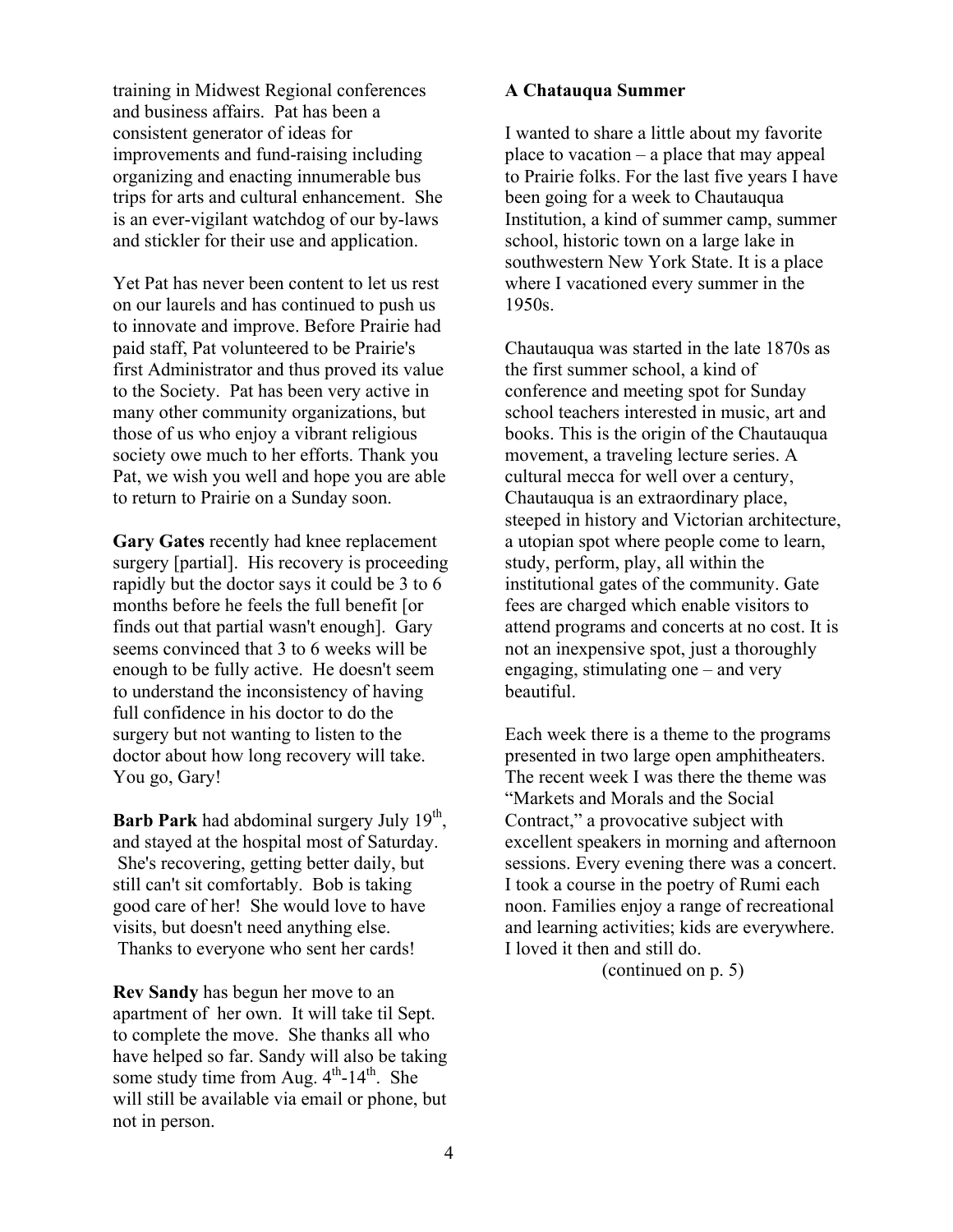training in Midwest Regional conferences and business affairs. Pat has been a consistent generator of ideas for improvements and fund-raising including organizing and enacting innumerable bus trips for arts and cultural enhancement. She is an ever-vigilant watchdog of our by-laws and stickler for their use and application.

Yet Pat has never been content to let us rest on our laurels and has continued to push us to innovate and improve. Before Prairie had paid staff, Pat volunteered to be Prairie's first Administrator and thus proved its value to the Society. Pat has been very active in many other community organizations, but those of us who enjoy a vibrant religious society owe much to her efforts. Thank you Pat, we wish you well and hope you are able to return to Prairie on a Sunday soon.

**Gary Gates** recently had knee replacement surgery [partial]. His recovery is proceeding rapidly but the doctor says it could be 3 to 6 months before he feels the full benefit [or finds out that partial wasn't enough]. Gary seems convinced that 3 to 6 weeks will be enough to be fully active. He doesn't seem to understand the inconsistency of having full confidence in his doctor to do the surgery but not wanting to listen to the doctor about how long recovery will take. You go, Gary!

**Barb Park** had abdominal surgery July 19th, and stayed at the hospital most of Saturday. She's recovering, getting better daily, but still can't sit comfortably. Bob is taking good care of her! She would love to have visits, but doesn't need anything else. Thanks to everyone who sent her cards!

**Rev Sandy** has begun her move to an apartment of her own. It will take til Sept. to complete the move. She thanks all who have helped so far. Sandy will also be taking some study time from Aug. 4th-14th. She will still be available via email or phone, but not in person.

**A Chatauqua Summer**

I wanted to share a little about my favorite place to vacation – a place that may appeal to Prairie folks. For the last five years I have been going for a week to Chautauqua Institution, a kind of summer camp, summer school, historic town on a large lake in southwestern New York State. It is a place where I vacationed every summer in the 1950s.

Chautauqua was started in the late 1870s as the first summer school, a kind of conference and meeting spot for Sunday school teachers interested in music, art and books. This is the origin of the Chautauqua movement, a traveling lecture series. A cultural mecca for well over a century, Chautauqua is an extraordinary place, steeped in history and Victorian architecture, a utopian spot where people come to learn, study, perform, play, all within the institutional gates of the community. Gate fees are charged which enable visitors to attend programs and concerts at no cost. It is not an inexpensive spot, just a thoroughly engaging, stimulating one – and very beautiful.

Each week there is a theme to the programs presented in two large open amphitheaters. The recent week I was there the theme was "Markets and Morals and the Social Contract," a provocative subject with excellent speakers in morning and afternoon sessions. Every evening there was a concert. I took a course in the poetry of Rumi each noon. Families enjoy a range of recreational and learning activities; kids are everywhere. I loved it then and still do.

(continued on p. 5)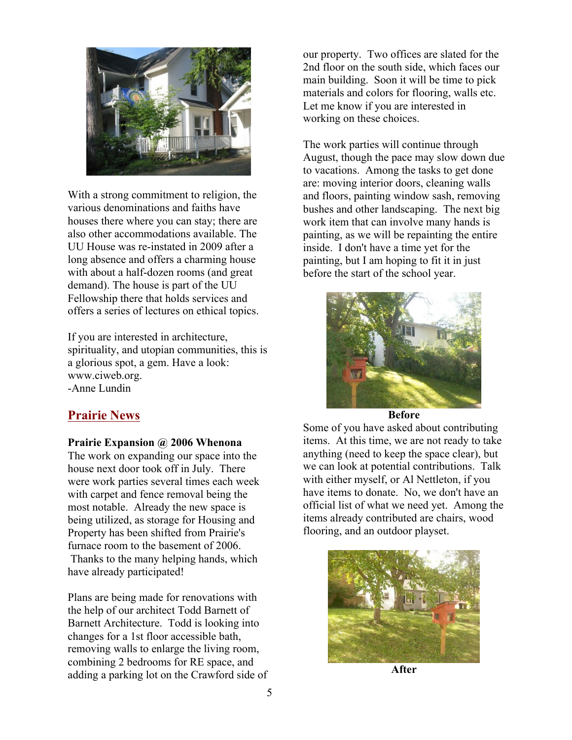With a strong commitment to religion, the various denominations and faiths have houses there where you can stay; there are also other accommodations available. The UU House was re-instated in 2009 after a long absence and offers a charming house with about a half-dozen rooms (and great demand). The house is part of the UU Fellowship there that holds services and offers a series of lectures on ethical topics.

If you are interested in architecture, spirituality, and utopian communities, this is a glorious spot, a gem. Have a look: www.ciweb.org.
-Anne Lundin

## Prairie News

**Prairie Expansion @ 2006 Whenona**

The work on expanding our space into the house next door took off in July. There were work parties several times each week with carpet and fence removal being the most notable. Already the new space is being utilized, as storage for Housing and Property has been shifted from Prairie's furnace room to the basement of 2006. Thanks to the many helping hands, which have already participated!

Plans are being made for renovations with the help of our architect Todd Barnett of Barnett Architecture. Todd is looking into changes for a 1st floor accessible bath, removing walls to enlarge the living room, combining 2 bedrooms for RE space, and adding a parking lot on the Crawford side of our property. Two offices are slated for the 2nd floor on the south side, which faces our main building. Soon it will be time to pick materials and colors for flooring, walls etc. Let me know if you are interested in working on these choices.

The work parties will continue through August, though the pace may slow down due to vacations. Among the tasks to get done are: moving interior doors, cleaning walls and floors, painting window sash, removing bushes and other landscaping. The next big work item that can involve many hands is painting, as we will be repainting the entire inside. I don't have a time yet for the painting, but I am hoping to fit it in just before the start of the school year.

**Before**

Some of you have asked about contributing items. At this time, we are not ready to take anything (need to keep the space clear), but we can look at potential contributions. Talk with either myself, or Al Nettleton, if you have items to donate. No, we don't have an official list of what we need yet. Among the items already contributed are chairs, wood flooring, and an outdoor playset.

**After**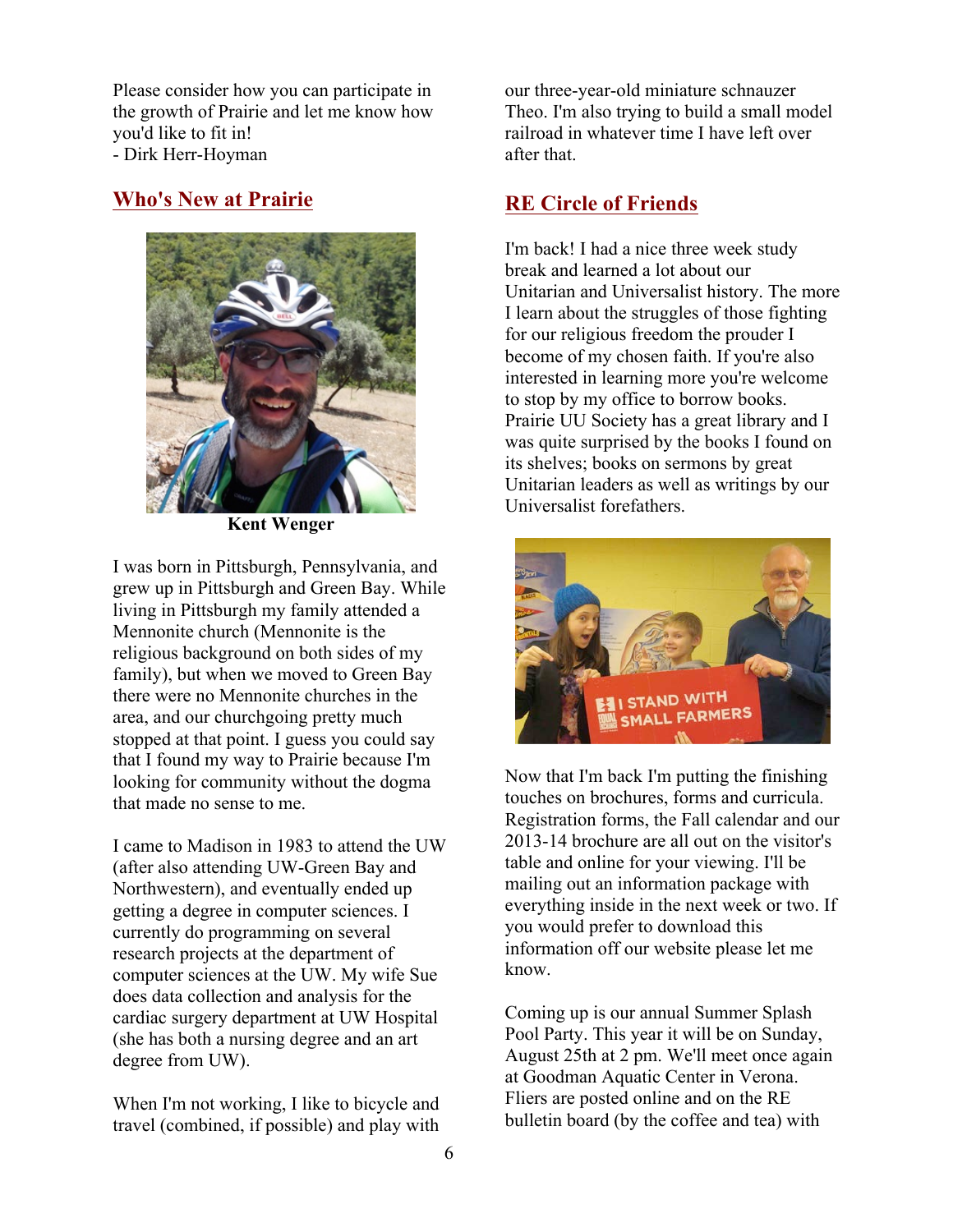Please consider how you can participate in the growth of Prairie and let me know how you'd like to fit in!
- Dirk Herr-Hoyman

## Who's New at Prairie

**Kent Wenger**

I was born in Pittsburgh, Pennsylvania, and grew up in Pittsburgh and Green Bay. While living in Pittsburgh my family attended a Mennonite church (Mennonite is the religious background on both sides of my family), but when we moved to Green Bay there were no Mennonite churches in the area, and our churchgoing pretty much stopped at that point. I guess you could say that I found my way to Prairie because I'm looking for community without the dogma that made no sense to me.

I came to Madison in 1983 to attend the UW (after also attending UW-Green Bay and Northwestern), and eventually ended up getting a degree in computer sciences. I currently do programming on several research projects at the department of computer sciences at the UW. My wife Sue does data collection and analysis for the cardiac surgery department at UW Hospital (she has both a nursing degree and an art degree from UW).

When I'm not working, I like to bicycle and travel (combined, if possible) and play with our three-year-old miniature schnauzer Theo. I'm also trying to build a small model railroad in whatever time I have left over after that.

## RE Circle of Friends

I'm back! I had a nice three week study break and learned a lot about our Unitarian and Universalist history. The more I learn about the struggles of those fighting for our religious freedom the prouder I become of my chosen faith. If you're also interested in learning more you're welcome to stop by my office to borrow books. Prairie UU Society has a great library and I was quite surprised by the books I found on its shelves; books on sermons by great Unitarian leaders as well as writings by our Universalist forefathers.

Now that I'm back I'm putting the finishing touches on brochures, forms and curricula. Registration forms, the Fall calendar and our 2013-14 brochure are all out on the visitor's table and online for your viewing. I'll be mailing out an information package with everything inside in the next week or two. If you would prefer to download this information off our website please let me know.

Coming up is our annual Summer Splash Pool Party. This year it will be on Sunday, August 25th at 2 pm. We'll meet once again at Goodman Aquatic Center in Verona. Fliers are posted online and on the RE bulletin board (by the coffee and tea) with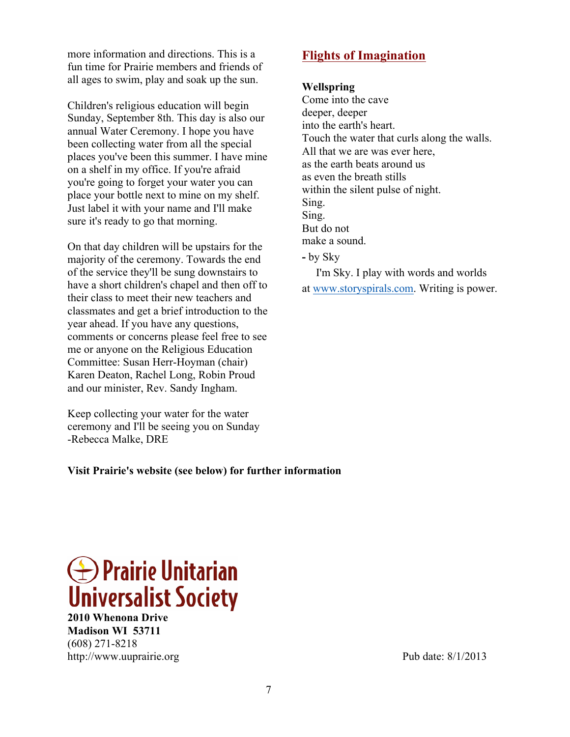more information and directions. This is a fun time for Prairie members and friends of all ages to swim, play and soak up the sun.

Children's religious education will begin Sunday, September 8th. This day is also our annual Water Ceremony. I hope you have been collecting water from all the special places you've been this summer. I have mine on a shelf in my office. If you're afraid you're going to forget your water you can place your bottle next to mine on my shelf. Just label it with your name and I'll make sure it's ready to go that morning.

On that day children will be upstairs for the majority of the ceremony. Towards the end of the service they'll be sung downstairs to have a short children's chapel and then off to their class to meet their new teachers and classmates and get a brief introduction to the year ahead. If you have any questions, comments or concerns please feel free to see me or anyone on the Religious Education Committee: Susan Herr-Hoyman (chair) Karen Deaton, Rachel Long, Robin Proud and our minister, Rev. Sandy Ingham.

Keep collecting your water for the water ceremony and I'll be seeing you on Sunday
-Rebecca Malke, DRE

## Flights of Imagination

**Wellspring**
Come into the cave
deeper, deeper
into the earth's heart.
Touch the water that curls along the walls.
All that we are was ever here,
as the earth beats around us
as even the breath stills
within the silent pulse of night.
Sing.
Sing.
But do not
make a sound.

**-** by Sky

I'm Sky. I play with words and worlds at www.storyspirals.com. Writing is power.

**Visit Prairie's website (see below) for further information**

Prairie Unitarian Universalist Society
**2010 Whenona Drive**
**Madison WI 53711**
(608) 271-8218
http://www.uuprairie.org

Pub date: 8/1/2013